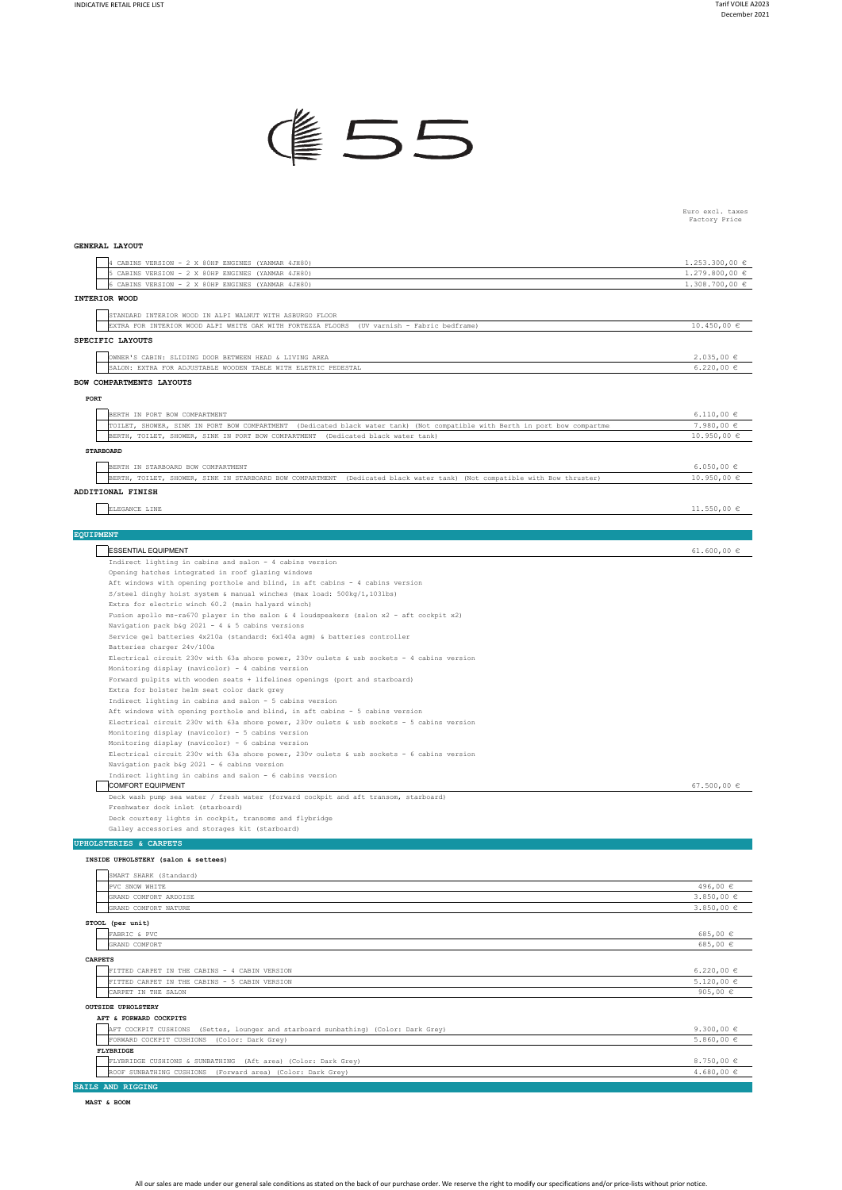# 55

Euro excl. taxes
Factory Price

## GENERAL LAYOUT

| Item | Price |
|---|---|
| 4 CABINS VERSION - 2 X 80HP ENGINES (YANMAR 4JH80) | 1.253.300,00 € |
| 5 CABINS VERSION - 2 X 80HP ENGINES (YANMAR 4JH80) | 1.279.800,00 € |
| 6 CABINS VERSION - 2 X 80HP ENGINES (YANMAR 4JH80) | 1.308.700,00 € |

## INTERIOR WOOD

| Item | Price |
|---|---|
| STANDARD INTERIOR WOOD IN ALPI WALNUT WITH ASBURGO FLOOR | |
| EXTRA FOR INTERIOR WOOD ALPI WHITE OAK WITH FORTEZZA FLOORS (UV varnish - Fabric bedframe) | 10.450,00 € |

## SPECIFIC LAYOUTS

| Item | Price |
|---|---|
| OWNER'S CABIN: SLIDING DOOR BETWEEN HEAD & LIVING AREA | 2.035,00 € |
| SALON: EXTRA FOR ADJUSTABLE WOODEN TABLE WITH ELETRIC PEDESTAL | 6.220,00 € |

## BOW COMPARTMENTS LAYOUTS

### PORT

| Item | Price |
|---|---|
| BERTH IN PORT BOW COMPARTMENT | 6.110,00 € |
| TOILET, SHOWER, SINK IN PORT BOW COMPARTMENT (Dedicated black water tank) (Not compatible with Berth in port bow compartme | 7.980,00 € |
| BERTH, TOILET, SHOWER, SINK IN PORT BOW COMPARTMENT (Dedicated black water tank) | 10.950,00 € |

### STARBOARD

| Item | Price |
|---|---|
| BERTH IN STARBOARD BOW COMPARTMENT | 6.050,00 € |
| BERTH, TOILET, SHOWER, SINK IN STARBOARD BOW COMPARTMENT (Dedicated black water tank) (Not compatible with Bow thruster) | 10.950,00 € |

## ADDITIONAL FINISH

| Item | Price |
|---|---|
| ELEGANCE LINE | 11.550,00 € |

## EQUIPMENT

**ESSENTIAL EQUIPMENT** — 61.600,00 €

- Indirect lighting in cabins and salon - 4 cabins version
- Opening hatches integrated in roof glazing windows
- Aft windows with opening porthole and blind, in aft cabins - 4 cabins version
- S/steel dinghy hoist system & manual winches (max load: 500kg/1,1031bs)
- Extra for electric winch 60.2 (main halyard winch)
- Fusion apollo ms-ra670 player in the salon & 4 loudspeakers (salon x2 - aft cockpit x2)
- Navigation pack b&g 2021 - 4 & 5 cabins versions
- Service gel batteries 4x210a (standard: 6x140a agm) & batteries controller
- Batteries charger 24v/100a
- Electrical circuit 230v with 63a shore power, 230v oulets & usb sockets - 4 cabins version
- Monitoring display (navicolor) - 4 cabins version
- Forward pulpits with wooden seats + lifelines openings (port and starboard)
- Extra for bolster helm seat color dark grey
- Indirect lighting in cabins and salon - 5 cabins version
- Aft windows with opening porthole and blind, in aft cabins - 5 cabins version
- Electrical circuit 230v with 63a shore power, 230v oulets & usb sockets - 5 cabins version
- Monitoring display (navicolor) - 5 cabins version
- Monitoring display (navicolor) - 6 cabins version
- Electrical circuit 230v with 63a shore power, 230v oulets & usb sockets - 6 cabins version
- Navigation pack b&g 2021 - 6 cabins version
- Indirect lighting in cabins and salon - 6 cabins version

**COMFORT EQUIPMENT** — 67.500,00 €

- Deck wash pump sea water / fresh water (forward cockpit and aft transom, starboard)
- Freshwater dock inlet (starboard)
- Deck courtesy lights in cockpit, transoms and flybridge
- Galley accessories and storages kit (starboard)

## UPHOLSTERIES & CARPETS

### INSIDE UPHOLSTERY (salon & settees)

| Item | Price |
|---|---|
| SMART SHARK (Standard) | |
| PVC SNOW WHITE | 496,00 € |
| GRAND COMFORT ARDOISE | 3.850,00 € |
| GRAND COMFORT NATURE | 3.850,00 € |

### STOOL (per unit)

| Item | Price |
|---|---|
| FABRIC & PVC | 685,00 € |
| GRAND COMFORT | 685,00 € |

### CARPETS

| Item | Price |
|---|---|
| FITTED CARPET IN THE CABINS - 4 CABIN VERSION | 6.220,00 € |
| FITTED CARPET IN THE CABINS - 5 CABIN VERSION | 5.120,00 € |
| CARPET IN THE SALON | 905,00 € |

### OUTSIDE UPHOLSTERY

#### AFT & FORWARD COCKPITS

| Item | Price |
|---|---|
| AFT COCKPIT CUSHIONS (Settes, lounger and starboard sunbathing) (Color: Dark Grey) | 9.300,00 € |
| FORWARD COCKPIT CUSHIONS (Color: Dark Grey) | 5.860,00 € |

#### FLYBRIDGE

| Item | Price |
|---|---|
| FLYBRIDGE CUSHIONS & SUNBATHING (Aft area) (Color: Dark Grey) | 8.750,00 € |
| ROOF SUNBATHING CUSHIONS (Forward area) (Color: Dark Grey) | 4.680,00 € |

## SAILS AND RIGGING

### MAST & BOOM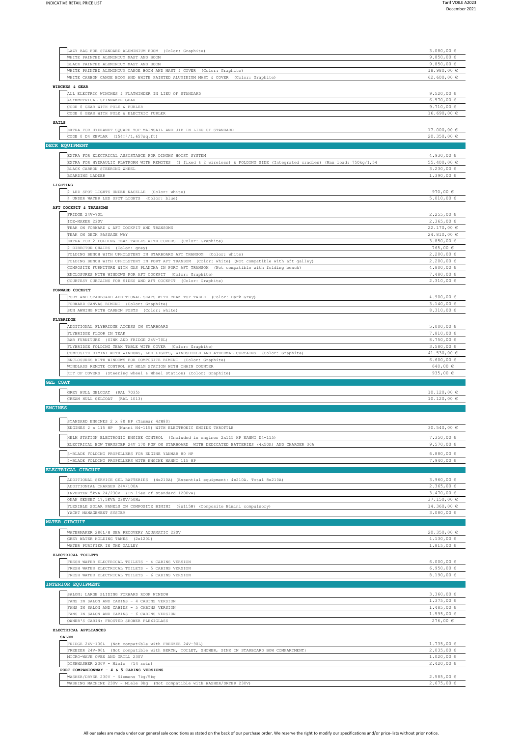| | |
|---|---|
| LAZY BAG FOR STANDARD ALUMINIUM BOOM (Color: Graphite) | 3.080,00 € |
| WHITE PAINTED ALUMINIUM MAST AND BOOM | 9.850,00 € |
| BLACK PAINTED ALUMINIUM MAST AND BOOM | 9.850,00 € |
| WHITE PAINTED ALUMINIUM CANOE BOOM AND MAST & COVER (Color: Graphite) | 18.980,00 € |
| WHITE CARBON CANOE BOOM AND WHITE PAINTED ALUMINIUM MAST & COVER (Color: Graphite) | 62.600,00 € |

**WINCHES & GEAR**

| | |
|---|---|
| ALL ELECTRIC WINCHES & FLATWINDER IN LIEU OF STANDARD | 9.520,00 € |
| ASYMMETRICAL SPINNAKER GEAR | 6.570,00 € |
| CODE 0 GEAR WITH POLE & FURLER | 9.710,00 € |
| CODE 0 GEAR WITH POLE & ELECTRIC FURLER | 16.690,00 € |

**SAILS**

| | |
|---|---|
| EXTRA FOR HYDRANET SQUARE TOP MAINSAIL AND JIB IN LIEU OF STANDARD | 17.000,00 € |
| CODE 0 D4 KEVLAR (154m²/1,657sq.ft) | 20.350,00 € |

## DECK EQUIPMENT

| | |
|---|---|
| EXTRA FOR ELECTRICAL ASSISTANCE FOR DINGHY HOIST SYSTEM | 4.930,00 € |
| EXTRA FOR HYDRAULIC PLATFORM WITH REMOTES (1 fixed & 2 wireless) & FOLDING SIDE (Integrated cradles) (Max load: 750kg/1,54 | 55.400,00 € |
| BLACK CARBON STEERING WHEEL | 3.230,00 € |
| BOARDING LADDER | 1.390,00 € |

**LIGHTING**

| | |
|---|---|
| 2 LED SPOT LIGHTS UNDER NACELLE (Color: white) | 970,00 € |
| 4 UNDER WATER LED SPOT LIGHTS (Color: blue) | 5.010,00 € |

**AFT COCKPIT & TRANSOMS**

| | |
|---|---|
| FRIDGE 24V-70L | 2.255,00 € |
| ICE-MAKER 230V | 2.365,00 € |
| TEAK ON FORWARD & AFT COCKPIT AND TRANSOMS | 22.170,00 € |
| TEAK ON DECK PASSAGE WAY | 24.810,00 € |
| EXTRA FOR 2 FOLDING TEAK TABLES WITH COVERS (Color: Graphite) | 3.850,00 € |
| 2 DIRECTOR CHAIRS (Color: grey) | 765,00 € |
| FOLDING BENCH WITH UPHOLSTERY IN STARBOARD AFT TRANSOM (Color: white) | 2.200,00 € |
| FOLDING BENCH WITH UPHOLSTERY IN PORT AFT TRANSOM (Color: white) (Not compatible with aft galley) | 2.200,00 € |
| COMPOSITE FURNITURE WITH GAS PLANCHA IN PORT AFT TRANSOM (Not compatible with folding bench) | 4.800,00 € |
| ENCLOSURES WITH WINDOWS FOR AFT COCKPIT (Color: Graphite) | 7.480,00 € |
| COURTESY CURTAINS FOR SIDES AND AFT COCKPIT (Color: Graphite) | 2.310,00 € |

**FORWARD COCKPIT**

| | |
|---|---|
| PORT AND STARBOARD ADDITIONAL SEATS WITH TEAK TOP TABLE (Color: Dark Grey) | 4.900,00 € |
| FORWARD CANVAS BIMINI (Color: Graphite) | 3.140,00 € |
| SUN AWNING WITH CARBON POSTS (Color: white) | 8.310,00 € |

**FLYBRIDGE**

| | |
|---|---|
| ADDITIONAL FLYBRIDGE ACCESS ON STARBOARD | 5.000,00 € |
| FLYBRIDGE FLOOR IN TEAK | 7.810,00 € |
| BAR FURNITURE (SINK AND FRIDGE 24V-70L) | 8.750,00 € |
| FLYBRIDGE FOLDING TEAK TABLE WITH COVER (Color: Graphite) | 3.580,00 € |
| COMPOSITE BIMINI WITH WINDOWS, LED LIGHTS, WINDSHIELD AND ATHERMAL CURTAINS (Color: Graphite) | 41.530,00 € |
| ENCLOSURES WITH WINDOWS FOR COMPOSITE BIMINI (Color: Graphite) | 6.600,00 € |
| WINDLASS REMOTE CONTROL AT HELM STATION WITH CHAIN COUNTER | 640,00 € |
| KIT OF COVERS (Steering wheel & Wheel station) (Color: Graphite) | 935,00 € |

## GEL COAT

| | |
|---|---|
| GREY HULL GELCOAT (RAL 7035) | 10.120,00 € |
| CREAM HULL GELCOAT (RAL 1013) | 10.120,00 € |

## ENGINES

| | |
|---|---|
| STANDARD ENGINES 2 x 80 HP (Yanmar 4JH80) | |
| ENGINES 2 x 115 HP (Nanni N4-115) WITH ELECTRONIC ENGINE THROTTLE | 30.540,00 € |
| HELM STATION ELECTRONIC ENGINE CONTROL (Included in engines 2x115 HP NANNI N4-115) | 7.350,00 € |
| ELECTRICAL BOW THRUSTER 24V 170 KGF ON STARBOARD WITH DEDICATED BATTERIES (4x50A) AND CHARGER 30A | 9.570,00 € |
| 3-BLADE FOLDING PROPELLERS FOR ENGINE YANMAR 80 HP | 6.880,00 € |
| 4-BLADE FOLDING PROPELLERS WITH ENGINE NANNI 115 HP | 7.940,00 € |

## ELECTRICAL CIRCUIT

| | |
|---|---|
| ADDITIONAL SERVICE GEL BATTERIES (4x210A) (Essential equipment: 4x210A. Total 8x210A) | 3.960,00 € |
| ADDITIONAL CHARGER 24V/100A | 2.365,00 € |
| INVERTER 5kVA 24/230V (In lieu of standard 1200VA) | 3.470,00 € |
| ONAN GENSET 17,5KVA 230V/50Hz | 37.150,00 € |
| FLEXIBLE SOLAR PANELS ON COMPOSITE BIMINI (8x115W) (Composite Bimini compulsory) | 14.360,00 € |
| YACHT MANAGEMENT SYSTEM | 3.080,00 € |

## WATER CIRCUIT

| | |
|---|---|
| WATERMAKER 280L/H SEA RECOVERY AQUAMATIC 230V | 20.350,00 € |
| GREY WATER HOLDING TANKS (2x120L) | 4.130,00 € |
| WATER PURIFIER IN THE GALLEY | 1.815,00 € |

**ELECTRICAL TOILETS**

| | |
|---|---|
| FRESH WATER ELECTRICAL TOILETS - 4 CABINS VERSION | 6.000,00 € |
| FRESH WATER ELECTRICAL TOILETS - 5 CABINS VERSION | 6.950,00 € |
| FRESH WATER ELECTRICAL TOILETS - 6 CABINS VERSION | 8.190,00 € |

## INTERIOR EQUIPMENT

| | |
|---|---|
| SALON: LARGE SLIDING FORWARD ROOF WINDOW | 3.360,00 € |
| FANS IN SALON AND CABINS - 4 CABINS VERSION | 1.375,00 € |
| FANS IN SALON AND CABINS - 5 CABINS VERSION | 1.485,00 € |
| FANS IN SALON AND CABINS - 6 CABINS VERSION | 1.595,00 € |
| OWNER'S CABIN: FROSTED SHOWER PLEXIGLASS | 276,00 € |

**ELECTRICAL APPLIANCES**

**SALON**

| | |
|---|---|
| FRIDGE 24V-130L (Not compatible with FREEZER 24V-90L) | 1.735,00 € |
| FREEZER 24V-90L (Not compatible with BERTH, TOILET, SHOWER, SINK IN STARBOARD BOW COMPARTMENT) | 2.035,00 € |
| MICRO-WAVE OVEN AND GRILL 230V | 1.020,00 € |
| DISHWASHER 230V - Miele (14 sets) | 2.420,00 € |

**PORT COMPANIONWAY - 4 & 5 CABINS VERSIONS**

| | |
|---|---|
| WASHER/DRYER 230V - Siemens 7kg/5kg | 2.585,00 € |
| WASHING MACHINE 230V - Miele 9kg (Not compatible with WASHER/DRYER 230V) | 2.675,00 € |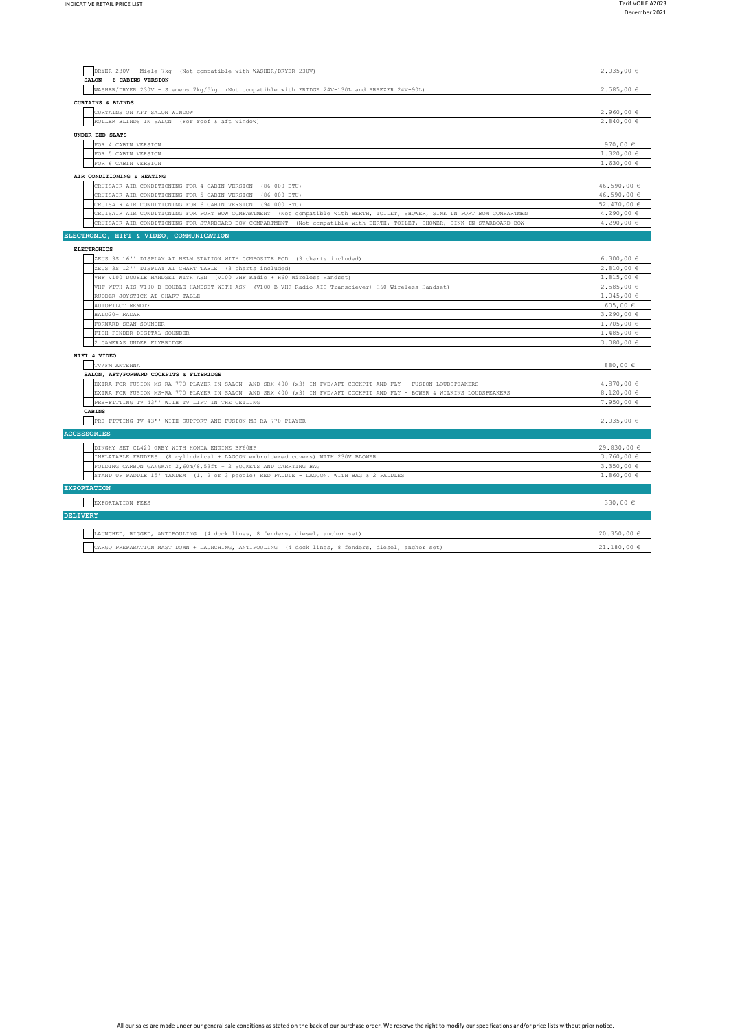| | | |
|---|---|---|
| | DRYER 230V - Miele 7kg (Not compatible with WASHER/DRYER 230V) | 2.035,00 € |
| | **SALON - 6 CABINS VERSION** | |
| | WASHER/DRYER 230V - Siemens 7kg/5kg (Not compatible with FRIDGE 24V-130L and FREEZER 24V-90L) | 2.585,00 € |

**CURTAINS & BLINDS**

| | | |
|---|---|---|
| | CURTAINS ON AFT SALON WINDOW | 2.960,00 € |
| | ROLLER BLINDS IN SALON (For roof & aft window) | 2.840,00 € |

**UNDER BED SLATS**

| | | |
|---|---|---|
| | FOR 4 CABIN VERSION | 970,00 € |
| | FOR 5 CABIN VERSION | 1.320,00 € |
| | FOR 6 CABIN VERSION | 1.630,00 € |

**AIR CONDITIONING & HEATING**

| | | |
|---|---|---|
| | CRUISAIR AIR CONDITIONING FOR 4 CABIN VERSION (86 000 BTU) | 46.590,00 € |
| | CRUISAIR AIR CONDITIONING FOR 5 CABIN VERSION (86 000 BTU) | 46.590,00 € |
| | CRUISAIR AIR CONDITIONING FOR 6 CABIN VERSION (94 000 BTU) | 52.470,00 € |
| | CRUISAIR AIR CONDITIONING FOR PORT BOW COMPARTMENT (Not compatible with BERTH, TOILET, SHOWER, SINK IN PORT BOW COMPARTMEN | 4.290,00 € |
| | CRUISAIR AIR CONDITIONING FOR STARBOARD BOW COMPARTMENT (Not compatible with BERTH, TOILET, SHOWER, SINK IN STARBOARD BOW | 4.290,00 € |

## ELECTRONIC, HIFI & VIDEO, COMMUNICATION

**ELECTRONICS**

| | | |
|---|---|---|
| | ZEUS 3S 16'' DISPLAY AT HELM STATION WITH COMPOSITE POD (3 charts included) | 6.300,00 € |
| | ZEUS 3S 12'' DISPLAY AT CHART TABLE (3 charts included) | 2.810,00 € |
| | VHF V100 DOUBLE HANDSET WITH ASN (V100 VHF Radio + H60 Wireless Handset) | 1.815,00 € |
| | VHF WITH AIS V100-B DOUBLE HANDSET WITH ASN (V100-B VHF Radio AIS Transciever+ H60 Wireless Handset) | 2.585,00 € |
| | RUDDER JOYSTICK AT CHART TABLE | 1.045,00 € |
| | AUTOPILOT REMOTE | 605,00 € |
| | HALO20+ RADAR | 3.290,00 € |
| | FORWARD SCAN SOUNDER | 1.705,00 € |
| | FISH FINDER DIGITAL SOUNDER | 1.485,00 € |
| | 2 CAMERAS UNDER FLYBRIDGE | 3.080,00 € |

**HIFI & VIDEO**

| | | |
|---|---|---|
| | TV/FM ANTENNA | 880,00 € |
| | **SALON, AFT/FORWARD COCKPITS & FLYBRIDGE** | |
| | EXTRA FOR FUSION MS-RA 770 PLAYER IN SALON AND SRX 400 (x3) IN FWD/AFT COCKPIT AND FLY - FUSION LOUDSPEAKERS | 4.870,00 € |
| | EXTRA FOR FUSION MS-RA 770 PLAYER IN SALON AND SRX 400 (x3) IN FWD/AFT COCKPIT AND FLY - BOWER & WILKINS LOUDSPEAKERS | 8.120,00 € |
| | PRE-FITTING TV 43'' WITH TV LIFT IN THE CEILING | 7.950,00 € |
| | **CABINS** | |
| | PRE-FITTING TV 43'' WITH SUPPORT AND FUSION MS-RA 770 PLAYER | 2.035,00 € |

## ACCESSORIES

| | | |
|---|---|---|
| | DINGHY SET CL420 GREY WITH HONDA ENGINE BF60HP | 29.830,00 € |
| | INFLATABLE FENDERS (8 cylindrical + LAGOON embroidered covers) WITH 230V BLOWER | 3.760,00 € |
| | FOLDING CARBON GANGWAY 2,60m/8,53ft + 2 SOCKETS AND CARRYING BAG | 3.350,00 € |
| | STAND UP PADDLE 15' TANDEM (1, 2 or 3 people) RED PADDLE - LAGOON, WITH BAG & 2 PADDLES | 1.860,00 € |

## EXPORTATION

| | | |
|---|---|---|
| | EXPORTATION FEES | 330,00 € |

## DELIVERY

| | | |
|---|---|---|
| | LAUNCHED, RIGGED, ANTIFOULING (4 dock lines, 8 fenders, diesel, anchor set) | 20.350,00 € |
| | CARGO PREPARATION MAST DOWN + LAUNCHING, ANTIFOULING (4 dock lines, 8 fenders, diesel, anchor set) | 21.180,00 € |

All our sales are made under our general sale conditions as stated on the back of our purchase order. We reserve the right to modify our specifications and/or price-lists without prior notice.